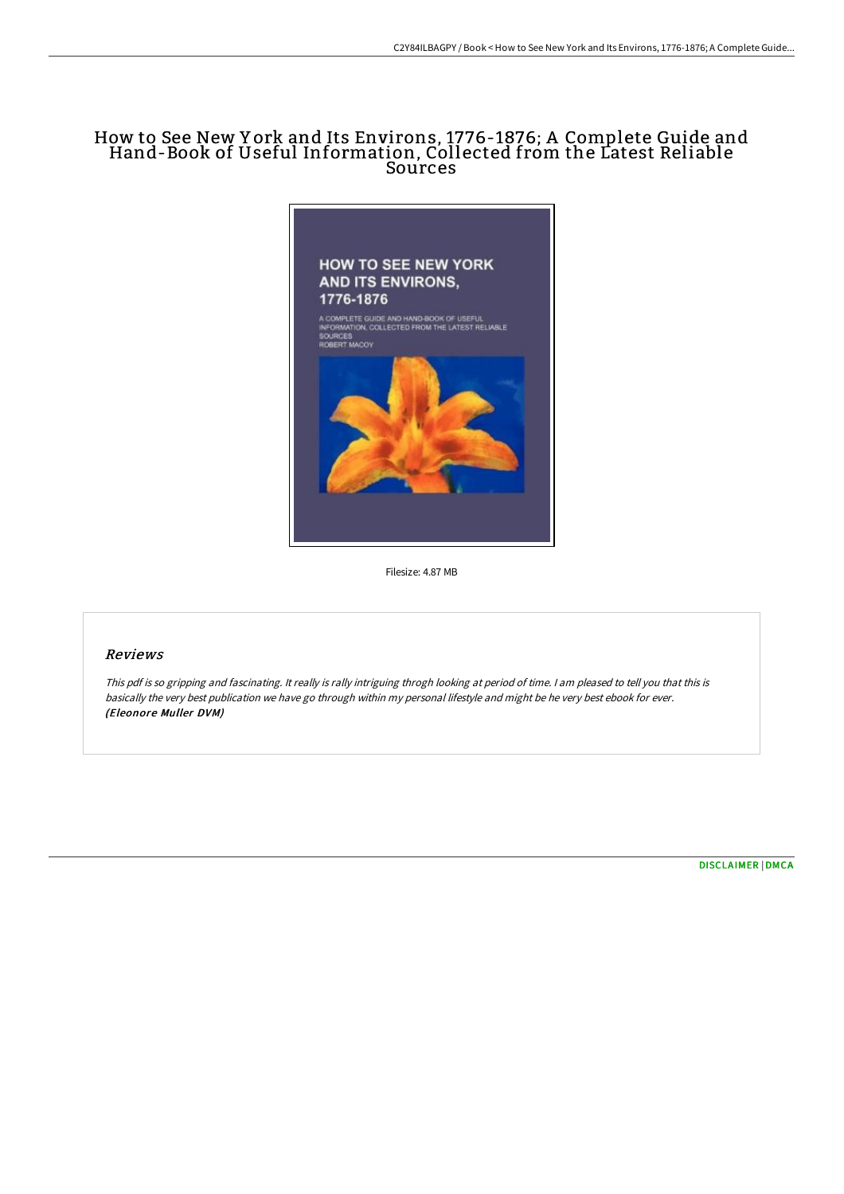# How to See New York and Its Environs, 1776-1876; A Complete Guide and Hand-Book of Useful Information, Collected from the Latest Reliable Sources

Filesize: 4.87 MB

## Reviews

*This pdf is so gripping and fascinating. It really is rally intriguing throgh looking at period of time. I am pleased to tell you that this is basically the very best publication we have go through within my personal lifestyle and might be he very best ebook for ever.*
***(Eleonore Muller DVM)***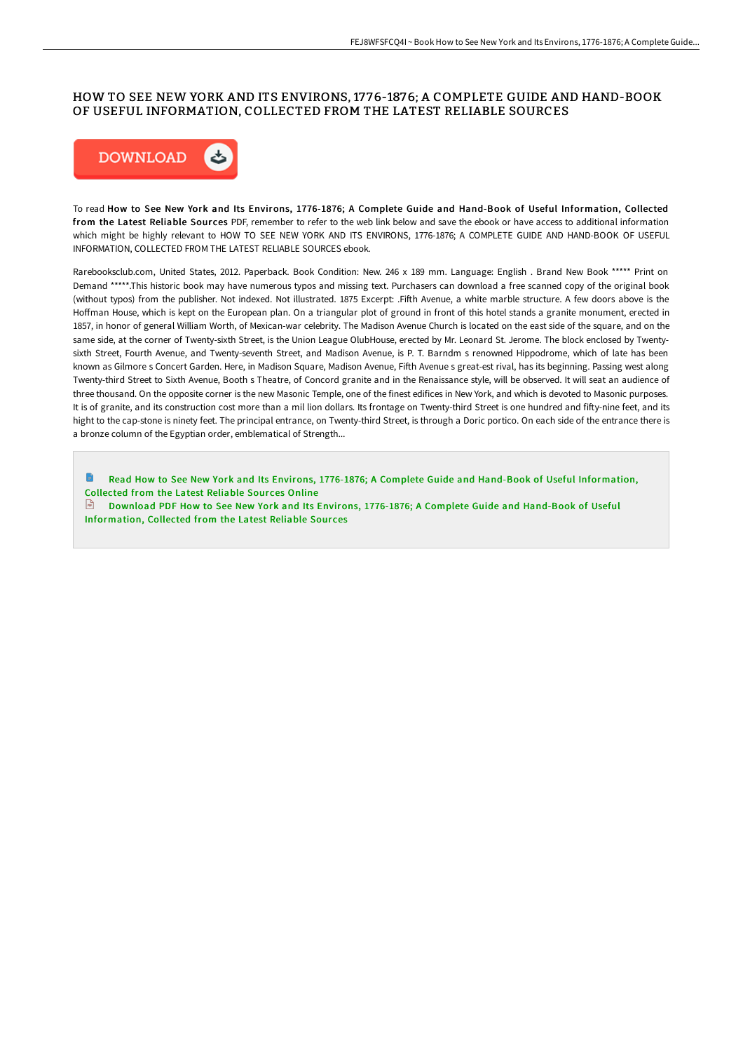# HOW TO SEE NEW YORK AND ITS ENVIRONS, 1776-1876; A COMPLETE GUIDE AND HAND-BOOK OF USEFUL INFORMATION, COLLECTED FROM THE LATEST RELIABLE SOURCES

DOWNLOAD

To read **How to See New York and Its Environs, 1776-1876; A Complete Guide and Hand-Book of Useful Information, Collected from the Latest Reliable Sources** PDF, remember to refer to the web link below and save the ebook or have access to additional information which might be highly relevant to HOW TO SEE NEW YORK AND ITS ENVIRONS, 1776-1876; A COMPLETE GUIDE AND HAND-BOOK OF USEFUL INFORMATION, COLLECTED FROM THE LATEST RELIABLE SOURCES ebook.

Rarebooksclub.com, United States, 2012. Paperback. Book Condition: New. 246 x 189 mm. Language: English . Brand New Book ***** Print on Demand *****.This historic book may have numerous typos and missing text. Purchasers can download a free scanned copy of the original book (without typos) from the publisher. Not indexed. Not illustrated. 1875 Excerpt: .Fifth Avenue, a white marble structure. A few doors above is the Hoffman House, which is kept on the European plan. On a triangular plot of ground in front of this hotel stands a granite monument, erected in 1857, in honor of general William Worth, of Mexican-war celebrity. The Madison Avenue Church is located on the east side of the square, and on the same side, at the corner of Twenty-sixth Street, is the Union League OlubHouse, erected by Mr. Leonard St. Jerome. The block enclosed by Twenty-sixth Street, Fourth Avenue, and Twenty-seventh Street, and Madison Avenue, is P. T. Barndm s renowned Hippodrome, which of late has been known as Gilmore s Concert Garden. Here, in Madison Square, Madison Avenue, Fifth Avenue s great-est rival, has its beginning. Passing west along Twenty-third Street to Sixth Avenue, Booth s Theatre, of Concord granite and in the Renaissance style, will be observed. It will seat an audience of three thousand. On the opposite corner is the new Masonic Temple, one of the finest edifices in New York, and which is devoted to Masonic purposes. It is of granite, and its construction cost more than a mil lion dollars. Its frontage on Twenty-third Street is one hundred and fifty-nine feet, and its hight to the cap-stone is ninety feet. The principal entrance, on Twenty-third Street, is through a Doric portico. On each side of the entrance there is a bronze column of the Egyptian order, emblematical of Strength...

Read How to See New York and Its Environs, 1776-1876; A Complete Guide and Hand-Book of Useful Information, Collected from the Latest Reliable Sources Online

Download PDF How to See New York and Its Environs, 1776-1876; A Complete Guide and Hand-Book of Useful Information, Collected from the Latest Reliable Sources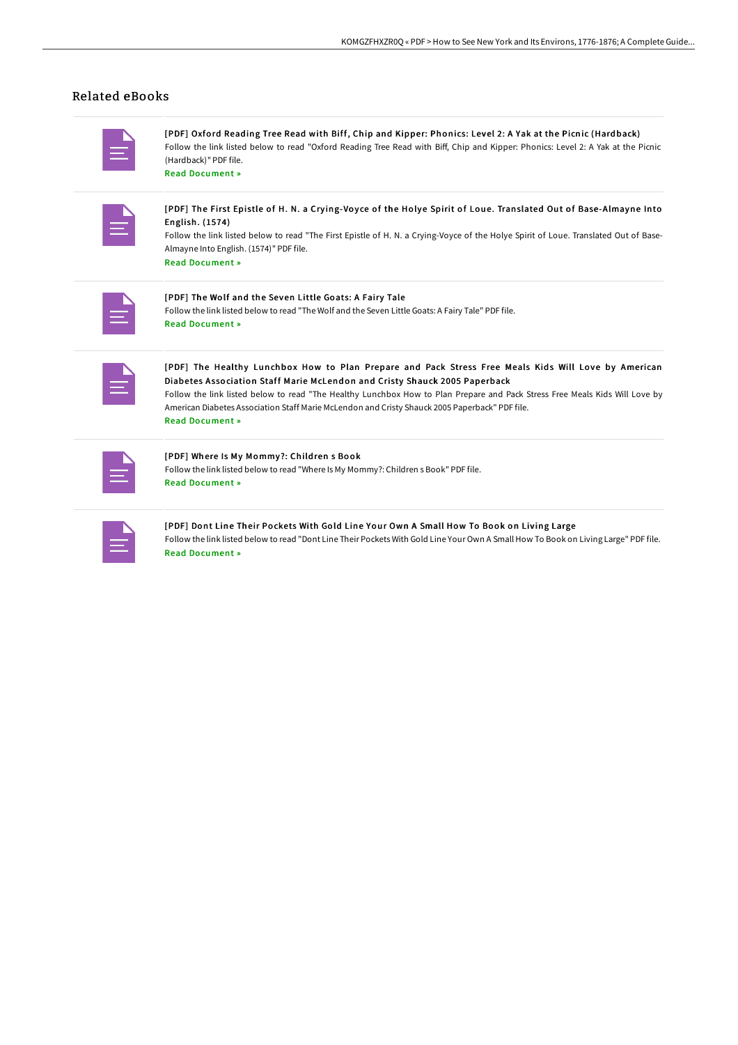## Related eBooks

[PDF] Oxford Reading Tree Read with Biff, Chip and Kipper: Phonics: Level 2: A Yak at the Picnic (Hardback)
Follow the link listed below to read "Oxford Reading Tree Read with Biff, Chip and Kipper: Phonics: Level 2: A Yak at the Picnic (Hardback)" PDF file.
Read Document »

[PDF] The First Epistle of H. N. a Crying-Voyce of the Holye Spirit of Loue. Translated Out of Base-Almayne Into English. (1574)
Follow the link listed below to read "The First Epistle of H. N. a Crying-Voyce of the Holye Spirit of Loue. Translated Out of Base-Almayne Into English. (1574)" PDF file.
Read Document »

[PDF] The Wolf and the Seven Little Goats: A Fairy Tale
Follow the link listed below to read "The Wolf and the Seven Little Goats: A Fairy Tale" PDF file.
Read Document »

[PDF] The Healthy Lunchbox How to Plan Prepare and Pack Stress Free Meals Kids Will Love by American Diabetes Association Staff Marie McLendon and Cristy Shauck 2005 Paperback
Follow the link listed below to read "The Healthy Lunchbox How to Plan Prepare and Pack Stress Free Meals Kids Will Love by American Diabetes Association Staff Marie McLendon and Cristy Shauck 2005 Paperback" PDF file.
Read Document »

[PDF] Where Is My Mommy?: Children s Book
Follow the link listed below to read "Where Is My Mommy?: Children s Book" PDF file.
Read Document »

[PDF] Dont Line Their Pockets With Gold Line Your Own A Small How To Book on Living Large
Follow the link listed below to read "Dont Line Their Pockets With Gold Line Your Own A Small How To Book on Living Large" PDF file.
Read Document »